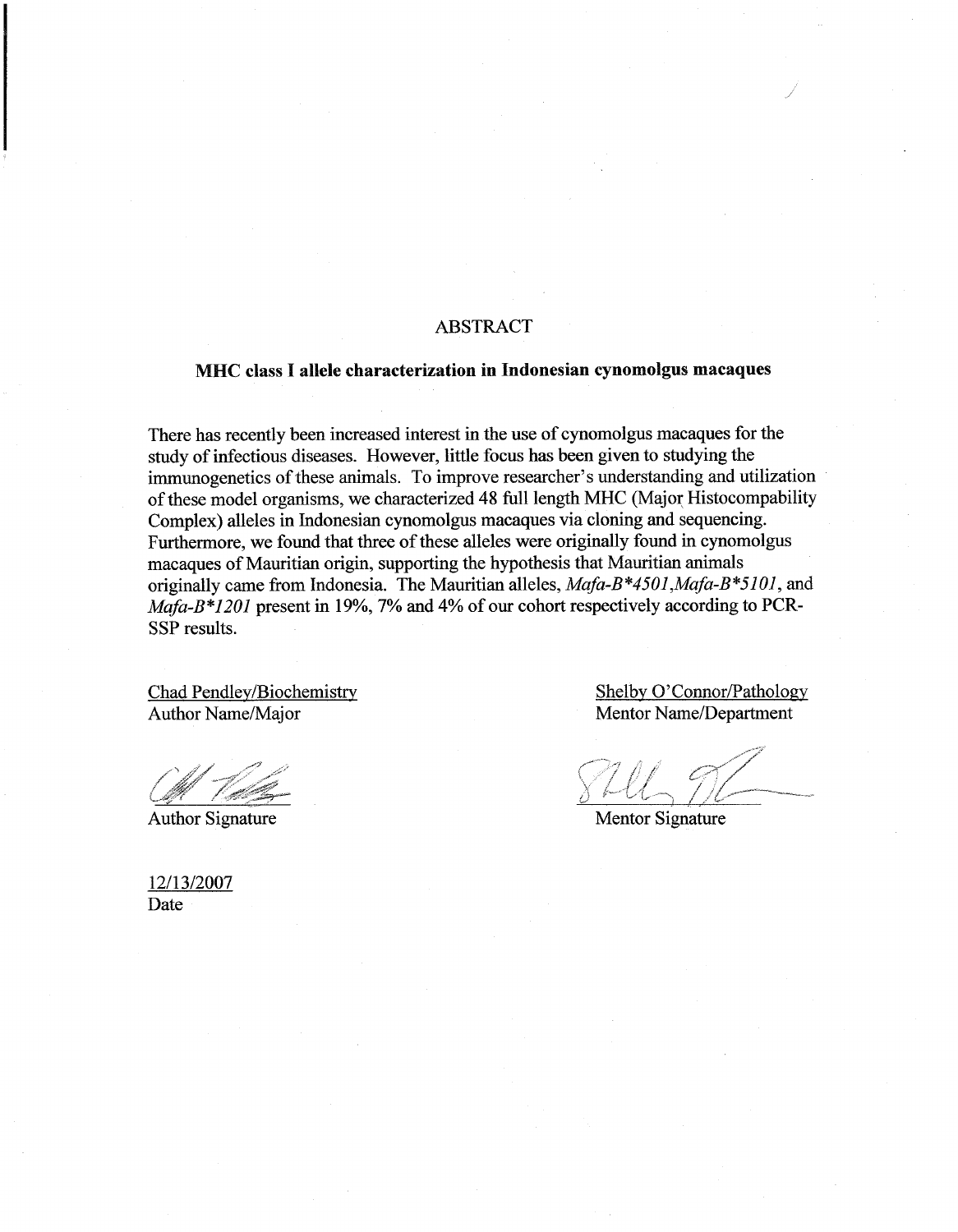# ABSTRACT

## MHC class I allele characterization in Indonesian cynomolgus macaques

There has recently been increased interest in the use of cynomolgus macaques for the study of infectious diseases. However, little focus has been given to studying the immunogenetics of these animals. To improve researcher's understanding and utilization of these model organisms, we characterized 48 full length MHC (Major Histocompability Complex) alleles in Indonesian cynomolgus macaques via cloning and sequencing. Furthermore, we found that three of these alleles were originally found in cynomolgus macaques of Mauritian origin, supporting the hypothesis that Mauritian animals originally came from Indonesia. The Mauritian alleles, *Mafa-B*4501*,*Mafa-B*5101*, and *Mafa-B*1201* present in 19%, 7% and 4% of our cohort respectively according to PCR-SSP results.

Chad Pendley/Biochemistry
Author Name/Major

Author Signature

Shelby O'Connor/Pathology
Mentor Name/Department

Mentor Signature

12/13/2007
Date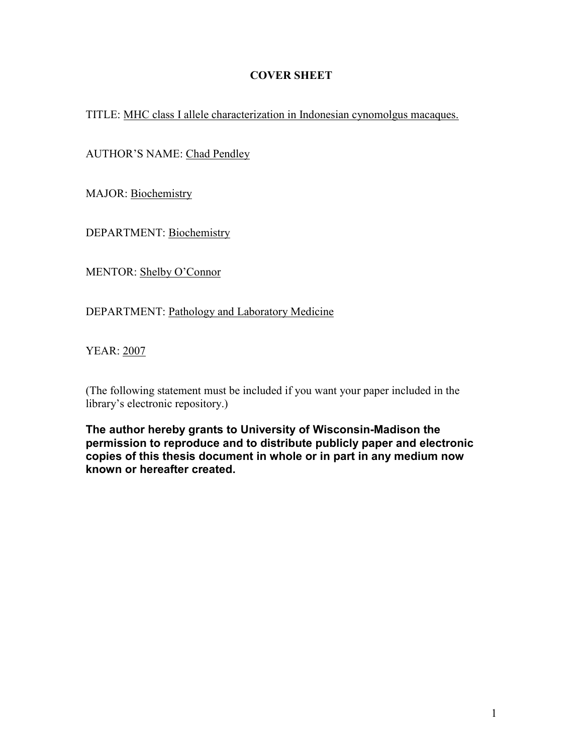# COVER SHEET

TITLE: MHC class I allele characterization in Indonesian cynomolgus macaques.

AUTHOR'S NAME: Chad Pendley

MAJOR: Biochemistry

DEPARTMENT: Biochemistry

MENTOR: Shelby O'Connor

DEPARTMENT: Pathology and Laboratory Medicine

YEAR: 2007

(The following statement must be included if you want your paper included in the library's electronic repository.)

**The author hereby grants to University of Wisconsin-Madison the permission to reproduce and to distribute publicly paper and electronic copies of this thesis document in whole or in part in any medium now known or hereafter created.**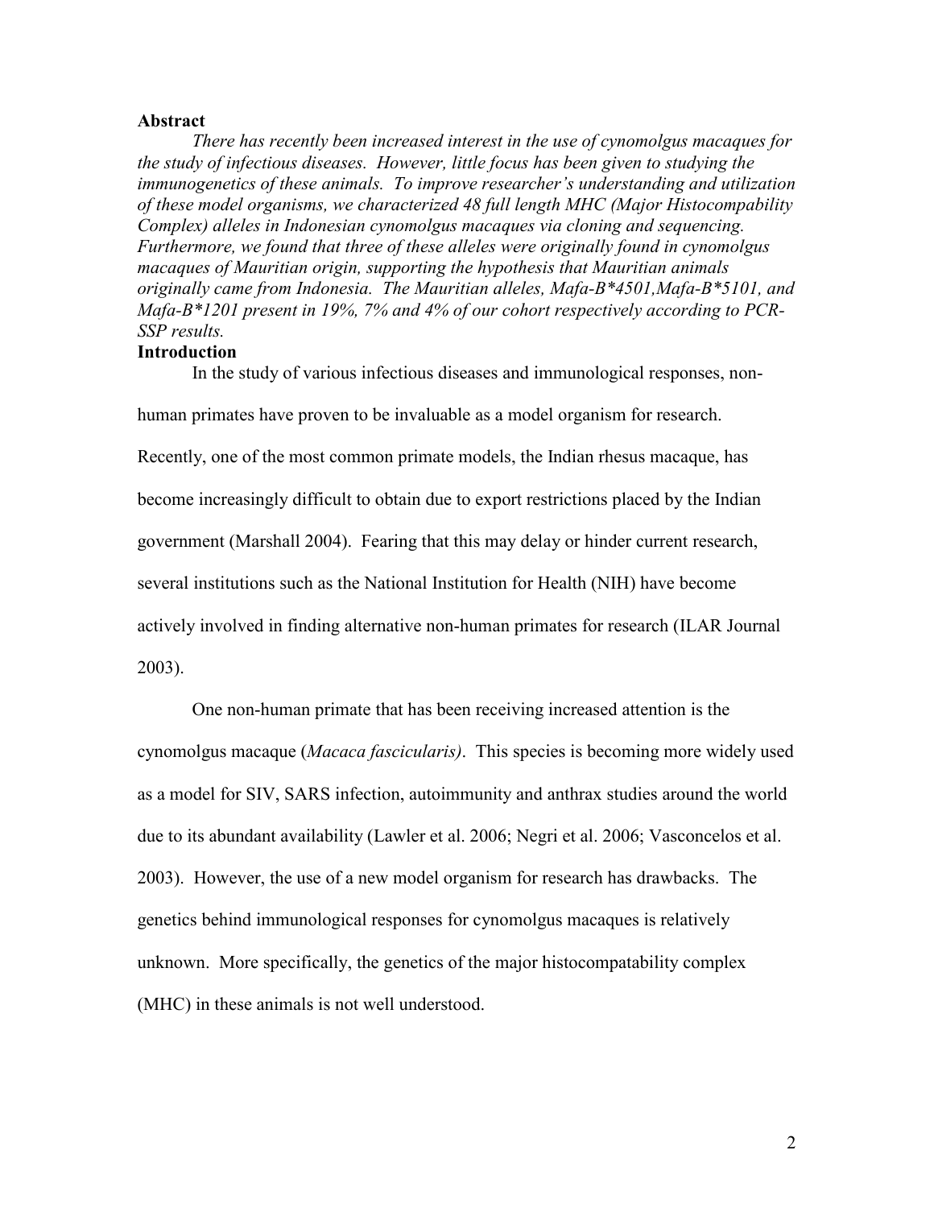## Abstract

*There has recently been increased interest in the use of cynomolgus macaques for the study of infectious diseases. However, little focus has been given to studying the immunogenetics of these animals. To improve researcher's understanding and utilization of these model organisms, we characterized 48 full length MHC (Major Histocompability Complex) alleles in Indonesian cynomolgus macaques via cloning and sequencing. Furthermore, we found that three of these alleles were originally found in cynomolgus macaques of Mauritian origin, supporting the hypothesis that Mauritian animals originally came from Indonesia. The Mauritian alleles, Mafa-B*4501,Mafa-B*5101, and Mafa-B*1201 present in 19%, 7% and 4% of our cohort respectively according to PCR-SSP results.*

## Introduction

In the study of various infectious diseases and immunological responses, non-human primates have proven to be invaluable as a model organism for research. Recently, one of the most common primate models, the Indian rhesus macaque, has become increasingly difficult to obtain due to export restrictions placed by the Indian government (Marshall 2004). Fearing that this may delay or hinder current research, several institutions such as the National Institution for Health (NIH) have become actively involved in finding alternative non-human primates for research (ILAR Journal 2003).

One non-human primate that has been receiving increased attention is the cynomolgus macaque (*Macaca fascicularis)*. This species is becoming more widely used as a model for SIV, SARS infection, autoimmunity and anthrax studies around the world due to its abundant availability (Lawler et al. 2006; Negri et al. 2006; Vasconcelos et al. 2003). However, the use of a new model organism for research has drawbacks. The genetics behind immunological responses for cynomolgus macaques is relatively unknown. More specifically, the genetics of the major histocompatability complex (MHC) in these animals is not well understood.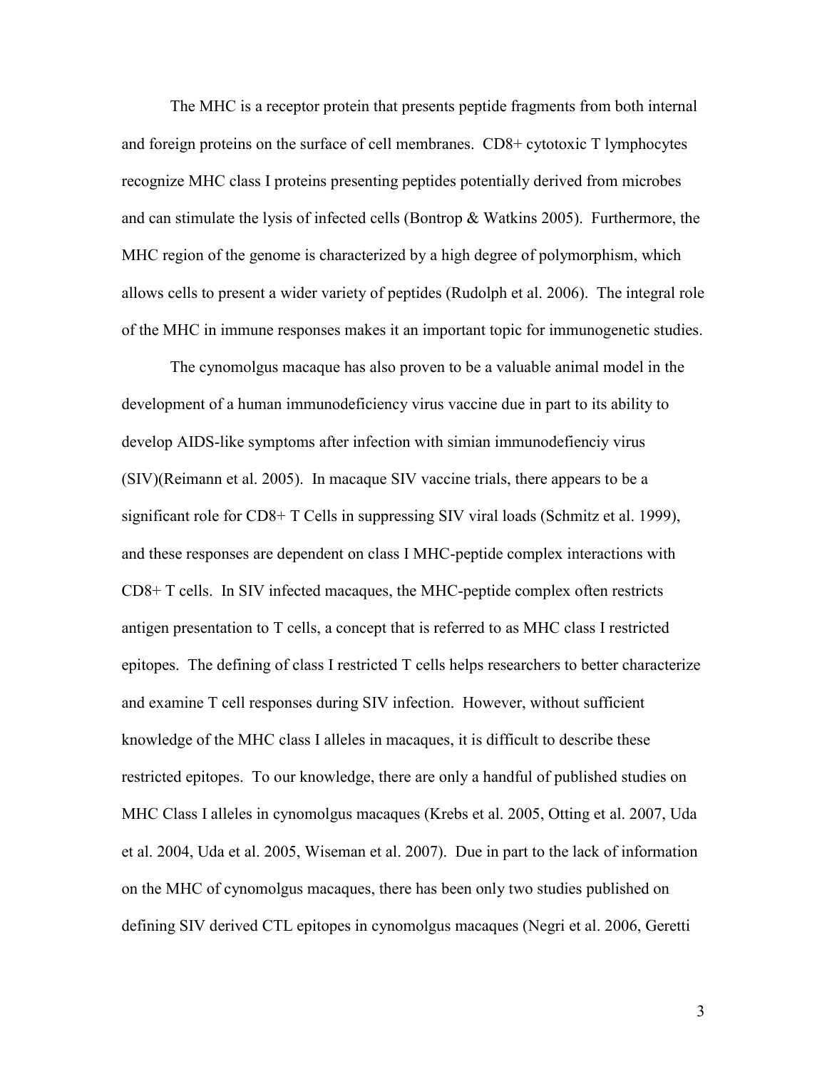The MHC is a receptor protein that presents peptide fragments from both internal and foreign proteins on the surface of cell membranes. CD8+ cytotoxic T lymphocytes recognize MHC class I proteins presenting peptides potentially derived from microbes and can stimulate the lysis of infected cells (Bontrop & Watkins 2005). Furthermore, the MHC region of the genome is characterized by a high degree of polymorphism, which allows cells to present a wider variety of peptides (Rudolph et al. 2006). The integral role of the MHC in immune responses makes it an important topic for immunogenetic studies.

The cynomolgus macaque has also proven to be a valuable animal model in the development of a human immunodeficiency virus vaccine due in part to its ability to develop AIDS-like symptoms after infection with simian immunodefienciy virus (SIV)(Reimann et al. 2005). In macaque SIV vaccine trials, there appears to be a significant role for CD8+ T Cells in suppressing SIV viral loads (Schmitz et al. 1999), and these responses are dependent on class I MHC-peptide complex interactions with CD8+ T cells. In SIV infected macaques, the MHC-peptide complex often restricts antigen presentation to T cells, a concept that is referred to as MHC class I restricted epitopes. The defining of class I restricted T cells helps researchers to better characterize and examine T cell responses during SIV infection. However, without sufficient knowledge of the MHC class I alleles in macaques, it is difficult to describe these restricted epitopes. To our knowledge, there are only a handful of published studies on MHC Class I alleles in cynomolgus macaques (Krebs et al. 2005, Otting et al. 2007, Uda et al. 2004, Uda et al. 2005, Wiseman et al. 2007). Due in part to the lack of information on the MHC of cynomolgus macaques, there has been only two studies published on defining SIV derived CTL epitopes in cynomolgus macaques (Negri et al. 2006, Geretti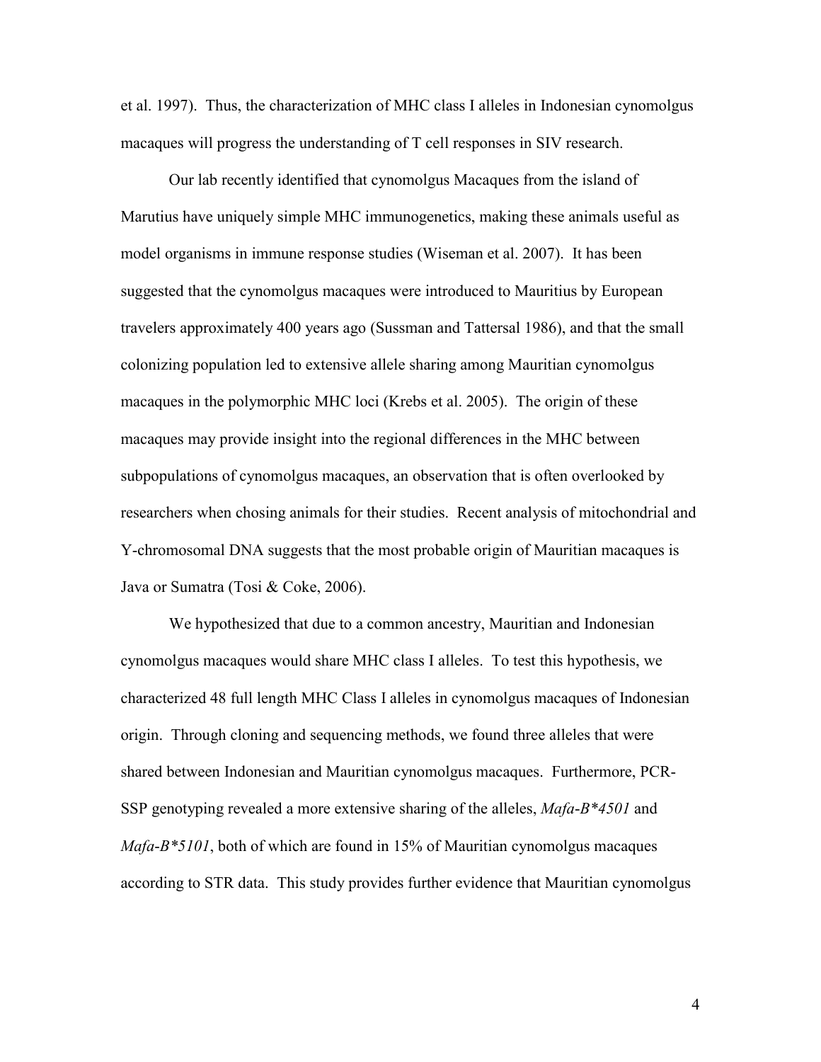et al. 1997). Thus, the characterization of MHC class I alleles in Indonesian cynomolgus macaques will progress the understanding of T cell responses in SIV research.

Our lab recently identified that cynomolgus Macaques from the island of Marutius have uniquely simple MHC immunogenetics, making these animals useful as model organisms in immune response studies (Wiseman et al. 2007). It has been suggested that the cynomolgus macaques were introduced to Mauritius by European travelers approximately 400 years ago (Sussman and Tattersal 1986), and that the small colonizing population led to extensive allele sharing among Mauritian cynomolgus macaques in the polymorphic MHC loci (Krebs et al. 2005). The origin of these macaques may provide insight into the regional differences in the MHC between subpopulations of cynomolgus macaques, an observation that is often overlooked by researchers when chosing animals for their studies. Recent analysis of mitochondrial and Y-chromosomal DNA suggests that the most probable origin of Mauritian macaques is Java or Sumatra (Tosi & Coke, 2006).

We hypothesized that due to a common ancestry, Mauritian and Indonesian cynomolgus macaques would share MHC class I alleles. To test this hypothesis, we characterized 48 full length MHC Class I alleles in cynomolgus macaques of Indonesian origin. Through cloning and sequencing methods, we found three alleles that were shared between Indonesian and Mauritian cynomolgus macaques. Furthermore, PCR-SSP genotyping revealed a more extensive sharing of the alleles, *Mafa-B*4501* and *Mafa-B*5101*, both of which are found in 15% of Mauritian cynomolgus macaques according to STR data. This study provides further evidence that Mauritian cynomolgus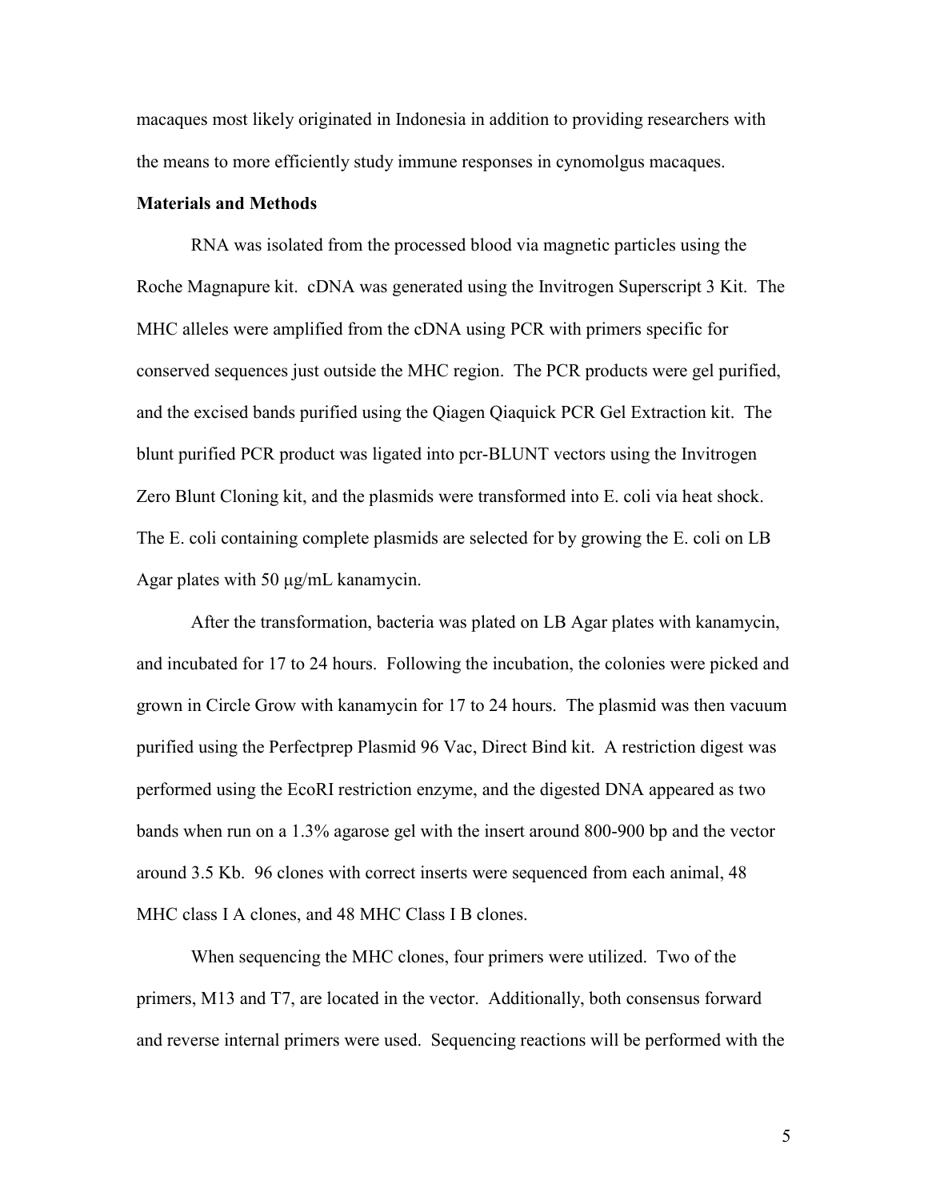macaques most likely originated in Indonesia in addition to providing researchers with the means to more efficiently study immune responses in cynomolgus macaques.

**Materials and Methods**

RNA was isolated from the processed blood via magnetic particles using the Roche Magnapure kit. cDNA was generated using the Invitrogen Superscript 3 Kit. The MHC alleles were amplified from the cDNA using PCR with primers specific for conserved sequences just outside the MHC region. The PCR products were gel purified, and the excised bands purified using the Qiagen Qiaquick PCR Gel Extraction kit. The blunt purified PCR product was ligated into pcr-BLUNT vectors using the Invitrogen Zero Blunt Cloning kit, and the plasmids were transformed into E. coli via heat shock. The E. coli containing complete plasmids are selected for by growing the E. coli on LB Agar plates with 50 µg/mL kanamycin.

After the transformation, bacteria was plated on LB Agar plates with kanamycin, and incubated for 17 to 24 hours. Following the incubation, the colonies were picked and grown in Circle Grow with kanamycin for 17 to 24 hours. The plasmid was then vacuum purified using the Perfectprep Plasmid 96 Vac, Direct Bind kit. A restriction digest was performed using the EcoRI restriction enzyme, and the digested DNA appeared as two bands when run on a 1.3% agarose gel with the insert around 800-900 bp and the vector around 3.5 Kb. 96 clones with correct inserts were sequenced from each animal, 48 MHC class I A clones, and 48 MHC Class I B clones.

When sequencing the MHC clones, four primers were utilized. Two of the primers, M13 and T7, are located in the vector. Additionally, both consensus forward and reverse internal primers were used. Sequencing reactions will be performed with the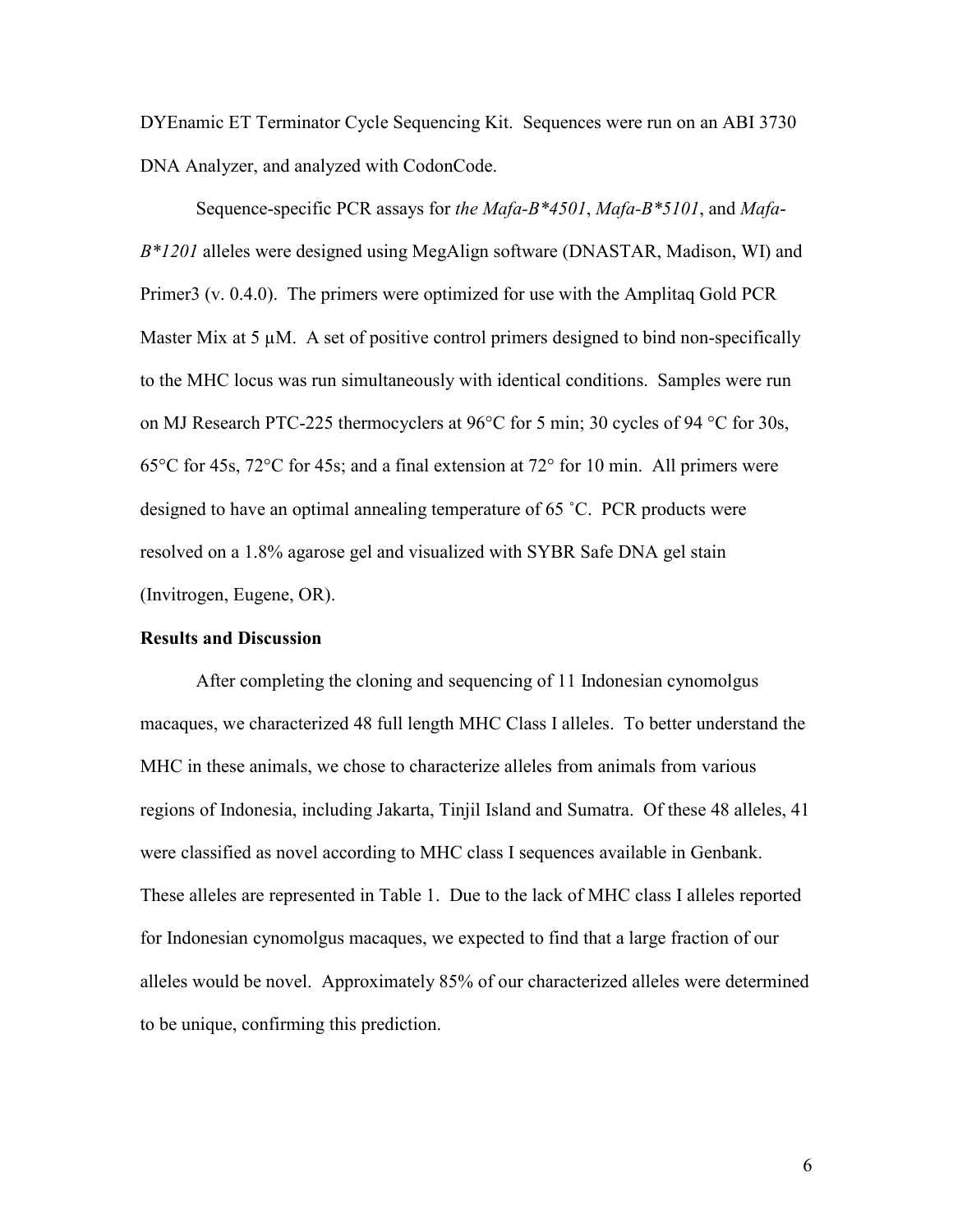DYEnamic ET Terminator Cycle Sequencing Kit. Sequences were run on an ABI 3730 DNA Analyzer, and analyzed with CodonCode.

Sequence-specific PCR assays for *the Mafa-B*4501*, *Mafa-B*5101*, and *Mafa-B*1201* alleles were designed using MegAlign software (DNASTAR, Madison, WI) and Primer3 (v. 0.4.0). The primers were optimized for use with the Amplitaq Gold PCR Master Mix at 5 µM. A set of positive control primers designed to bind non-specifically to the MHC locus was run simultaneously with identical conditions. Samples were run on MJ Research PTC-225 thermocyclers at 96°C for 5 min; 30 cycles of 94 °C for 30s, 65°C for 45s, 72°C for 45s; and a final extension at 72° for 10 min. All primers were designed to have an optimal annealing temperature of 65 ˚C. PCR products were resolved on a 1.8% agarose gel and visualized with SYBR Safe DNA gel stain (Invitrogen, Eugene, OR).

**Results and Discussion**

After completing the cloning and sequencing of 11 Indonesian cynomolgus macaques, we characterized 48 full length MHC Class I alleles. To better understand the MHC in these animals, we chose to characterize alleles from animals from various regions of Indonesia, including Jakarta, Tinjil Island and Sumatra. Of these 48 alleles, 41 were classified as novel according to MHC class I sequences available in Genbank. These alleles are represented in Table 1. Due to the lack of MHC class I alleles reported for Indonesian cynomolgus macaques, we expected to find that a large fraction of our alleles would be novel. Approximately 85% of our characterized alleles were determined to be unique, confirming this prediction.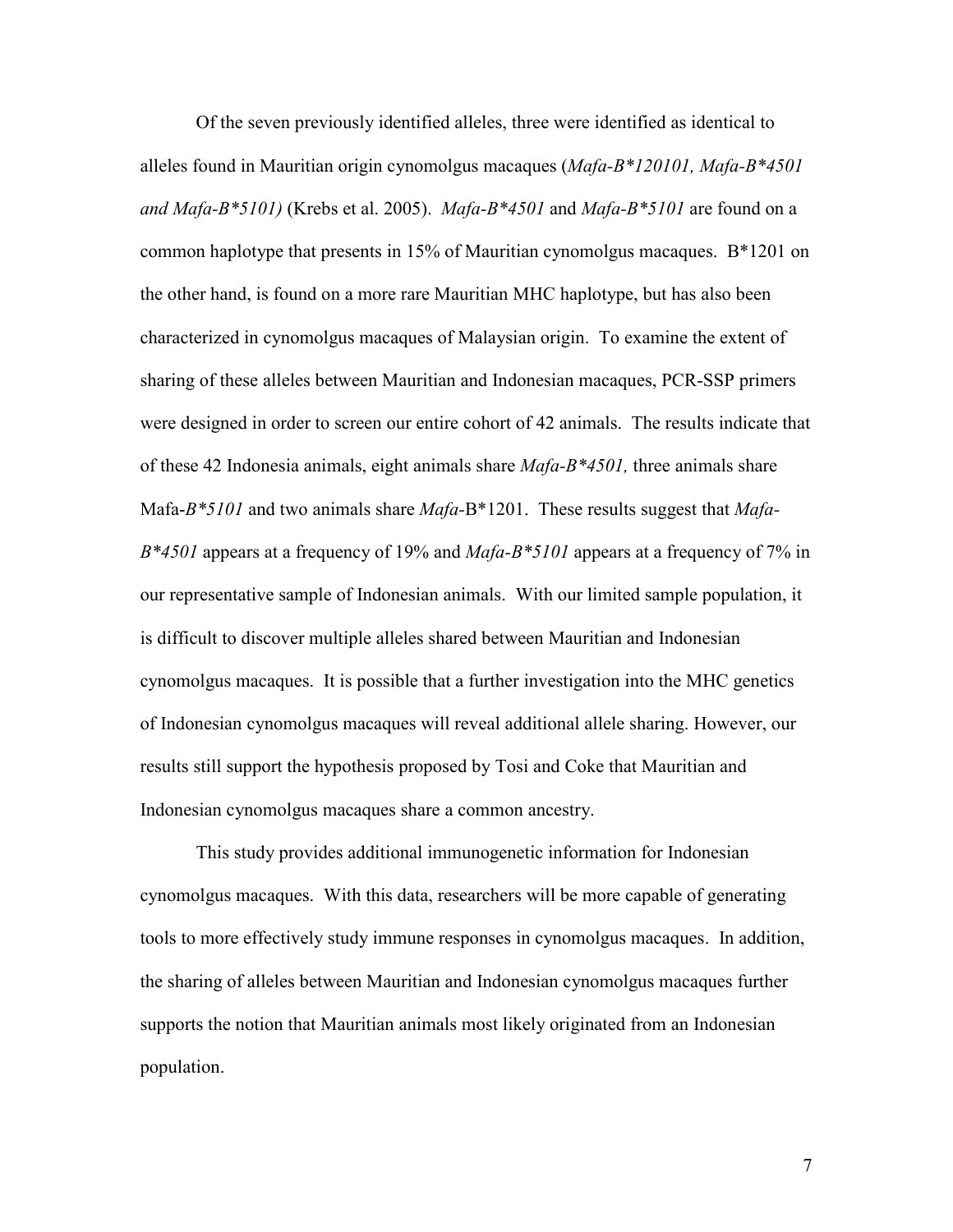Of the seven previously identified alleles, three were identified as identical to alleles found in Mauritian origin cynomolgus macaques (*Mafa-B*120101, Mafa-B*4501 and Mafa-B*5101)* (Krebs et al. 2005). *Mafa-B*4501* and *Mafa-B*5101* are found on a common haplotype that presents in 15% of Mauritian cynomolgus macaques. B*1201 on the other hand, is found on a more rare Mauritian MHC haplotype, but has also been characterized in cynomolgus macaques of Malaysian origin. To examine the extent of sharing of these alleles between Mauritian and Indonesian macaques, PCR-SSP primers were designed in order to screen our entire cohort of 42 animals. The results indicate that of these 42 Indonesia animals, eight animals share *Mafa-B*4501,* three animals share Mafa-*B*5101* and two animals share *Mafa*-B*1201. These results suggest that *Mafa-B*4501* appears at a frequency of 19% and *Mafa-B*5101* appears at a frequency of 7% in our representative sample of Indonesian animals. With our limited sample population, it is difficult to discover multiple alleles shared between Mauritian and Indonesian cynomolgus macaques. It is possible that a further investigation into the MHC genetics of Indonesian cynomolgus macaques will reveal additional allele sharing. However, our results still support the hypothesis proposed by Tosi and Coke that Mauritian and Indonesian cynomolgus macaques share a common ancestry.

This study provides additional immunogenetic information for Indonesian cynomolgus macaques. With this data, researchers will be more capable of generating tools to more effectively study immune responses in cynomolgus macaques. In addition, the sharing of alleles between Mauritian and Indonesian cynomolgus macaques further supports the notion that Mauritian animals most likely originated from an Indonesian population.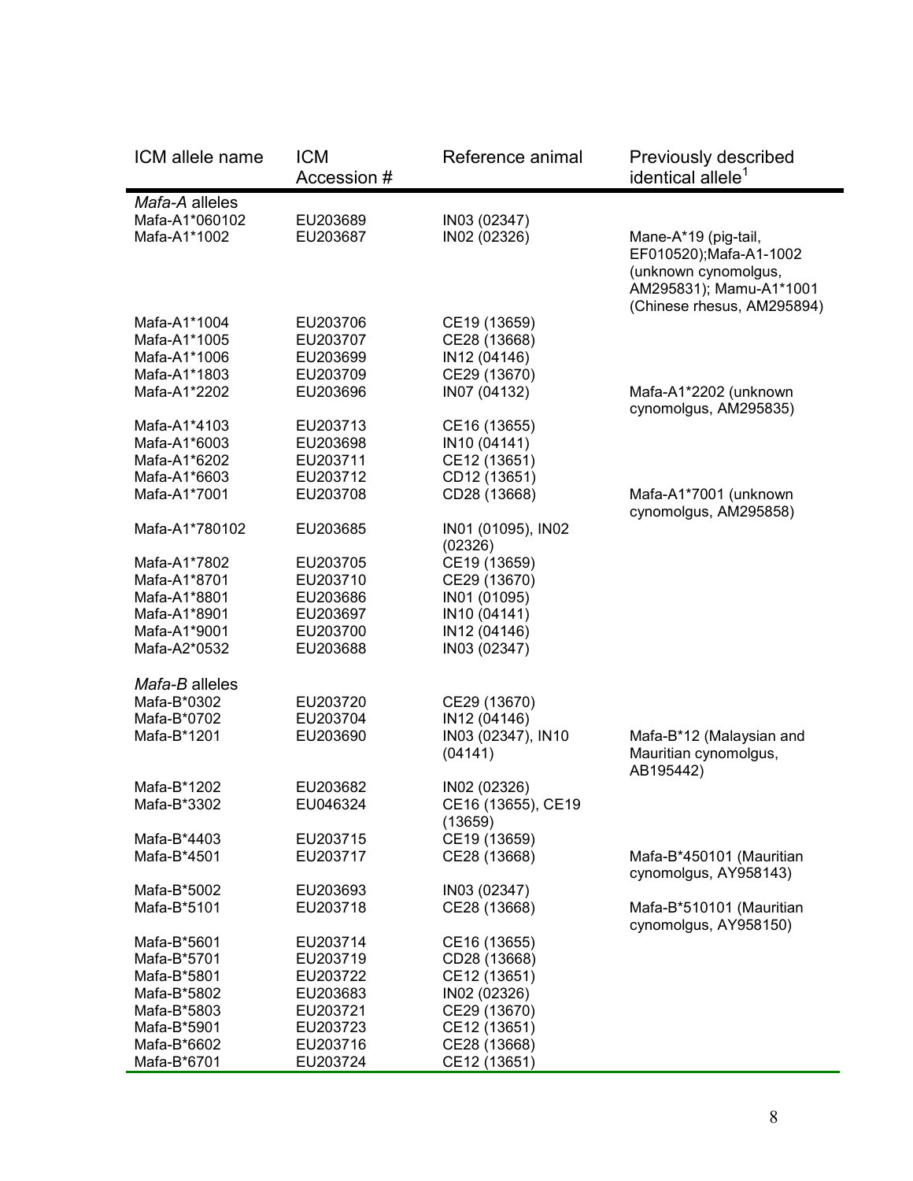| ICM allele name | ICM Accession # | Reference animal | Previously described identical allele[1] |
|---|---|---|---|
| *Mafa-A* alleles | | | |
| Mafa-A1*060102 | EU203689 | IN03 (02347) | |
| Mafa-A1*1002 | EU203687 | IN02 (02326) | Mane-A*19 (pig-tail, EF010520);Mafa-A1-1002 (unknown cynomolgus, AM295831); Mamu-A1*1001 (Chinese rhesus, AM295894) |
| Mafa-A1*1004 | EU203706 | CE19 (13659) | |
| Mafa-A1*1005 | EU203707 | CE28 (13668) | |
| Mafa-A1*1006 | EU203699 | IN12 (04146) | |
| Mafa-A1*1803 | EU203709 | CE29 (13670) | |
| Mafa-A1*2202 | EU203696 | IN07 (04132) | Mafa-A1*2202 (unknown cynomolgus, AM295835) |
| Mafa-A1*4103 | EU203713 | CE16 (13655) | |
| Mafa-A1*6003 | EU203698 | IN10 (04141) | |
| Mafa-A1*6202 | EU203711 | CE12 (13651) | |
| Mafa-A1*6603 | EU203712 | CD12 (13651) | |
| Mafa-A1*7001 | EU203708 | CD28 (13668) | Mafa-A1*7001 (unknown cynomolgus, AM295858) |
| Mafa-A1*780102 | EU203685 | IN01 (01095), IN02 (02326) | |
| Mafa-A1*7802 | EU203705 | CE19 (13659) | |
| Mafa-A1*8701 | EU203710 | CE29 (13670) | |
| Mafa-A1*8801 | EU203686 | IN01 (01095) | |
| Mafa-A1*8901 | EU203697 | IN10 (04141) | |
| Mafa-A1*9001 | EU203700 | IN12 (04146) | |
| Mafa-A2*0532 | EU203688 | IN03 (02347) | |
| *Mafa-B* alleles | | | |
| Mafa-B*0302 | EU203720 | CE29 (13670) | |
| Mafa-B*0702 | EU203704 | IN12 (04146) | |
| Mafa-B*1201 | EU203690 | IN03 (02347), IN10 (04141) | Mafa-B*12 (Malaysian and Mauritian cynomolgus, AB195442) |
| Mafa-B*1202 | EU203682 | IN02 (02326) | |
| Mafa-B*3302 | EU046324 | CE16 (13655), CE19 (13659) | |
| Mafa-B*4403 | EU203715 | CE19 (13659) | |
| Mafa-B*4501 | EU203717 | CE28 (13668) | Mafa-B*450101 (Mauritian cynomolgus, AY958143) |
| Mafa-B*5002 | EU203693 | IN03 (02347) | |
| Mafa-B*5101 | EU203718 | CE28 (13668) | Mafa-B*510101 (Mauritian cynomolgus, AY958150) |
| Mafa-B*5601 | EU203714 | CE16 (13655) | |
| Mafa-B*5701 | EU203719 | CD28 (13668) | |
| Mafa-B*5801 | EU203722 | CE12 (13651) | |
| Mafa-B*5802 | EU203683 | IN02 (02326) | |
| Mafa-B*5803 | EU203721 | CE29 (13670) | |
| Mafa-B*5901 | EU203723 | CE12 (13651) | |
| Mafa-B*6602 | EU203716 | CE28 (13668) | |
| Mafa-B*6701 | EU203724 | CE12 (13651) | |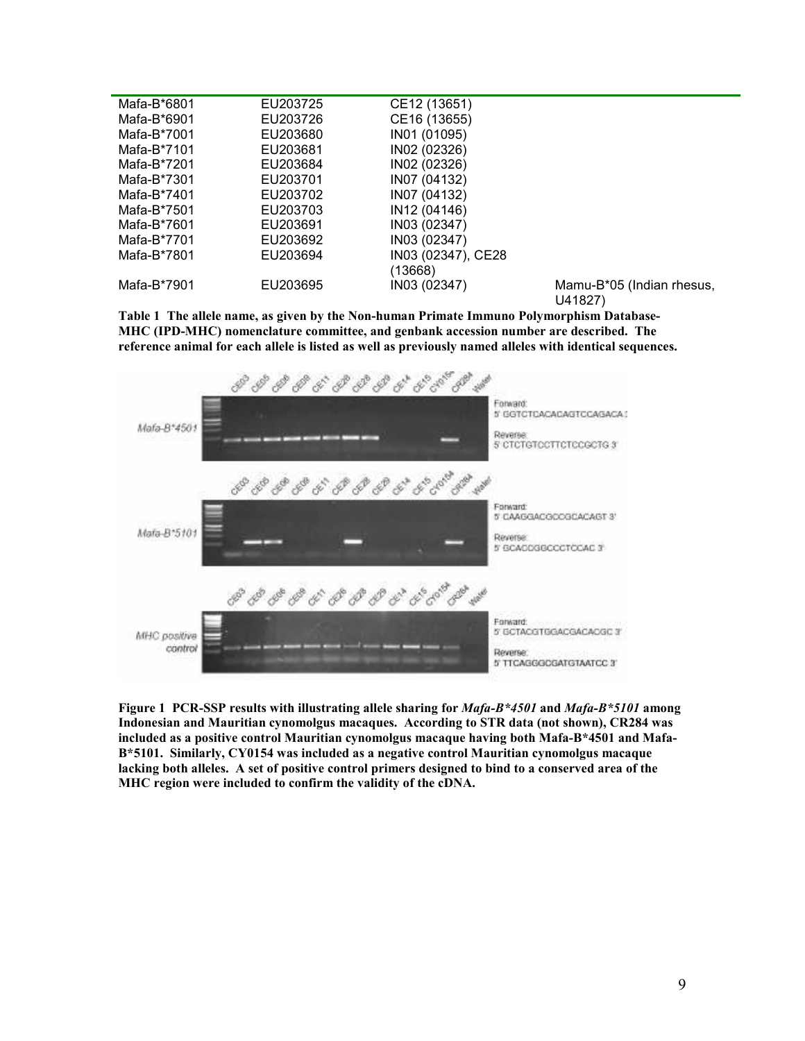| Mafa-B*6801 | EU203725 | CE12 (13651) | |
|---|---|---|---|
| Mafa-B*6901 | EU203726 | CE16 (13655) | |
| Mafa-B*7001 | EU203680 | IN01 (01095) | |
| Mafa-B*7101 | EU203681 | IN02 (02326) | |
| Mafa-B*7201 | EU203684 | IN02 (02326) | |
| Mafa-B*7301 | EU203701 | IN07 (04132) | |
| Mafa-B*7401 | EU203702 | IN07 (04132) | |
| Mafa-B*7501 | EU203703 | IN12 (04146) | |
| Mafa-B*7601 | EU203691 | IN03 (02347) | |
| Mafa-B*7701 | EU203692 | IN03 (02347) | |
| Mafa-B*7801 | EU203694 | IN03 (02347), CE28 (13668) | |
| Mafa-B*7901 | EU203695 | IN03 (02347) | Mamu-B*05 (Indian rhesus, U41827) |

**Table 1 The allele name, as given by the Non-human Primate Immuno Polymorphism Database-MHC (IPD-MHC) nomenclature committee, and genbank accession number are described. The reference animal for each allele is listed as well as previously named alleles with identical sequences.**

**Figure 1 PCR-SSP results with illustrating allele sharing for *Mafa-B*4501* and *Mafa-B*5101* among Indonesian and Mauritian cynomolgus macaques. According to STR data (not shown), CR284 was included as a positive control Mauritian cynomolgus macaque having both Mafa-B*4501 and Mafa-B*5101. Similarly, CY0154 was included as a negative control Mauritian cynomolgus macaque lacking both alleles. A set of positive control primers designed to bind to a conserved area of the MHC region were included to confirm the validity of the cDNA.**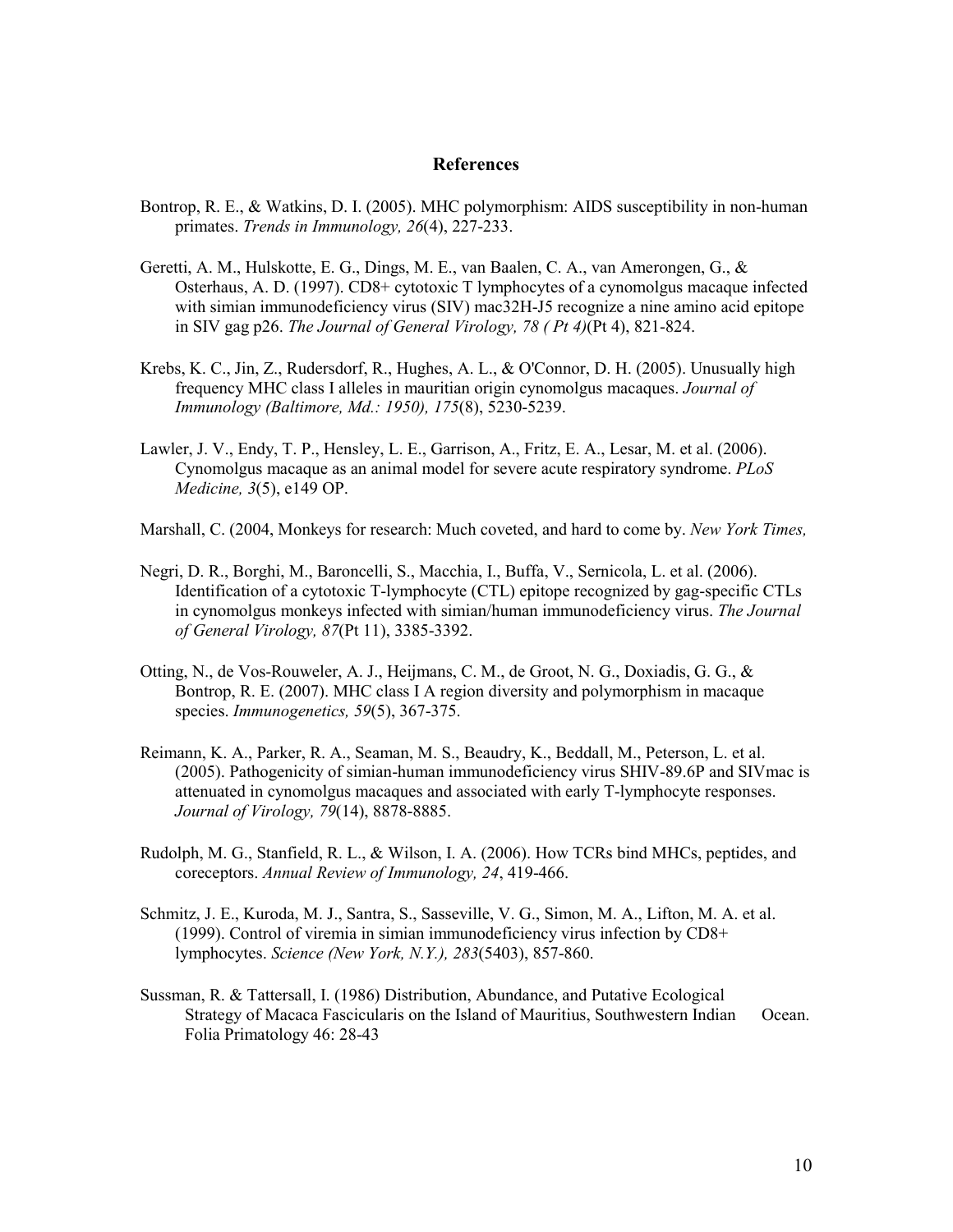## References

Bontrop, R. E., & Watkins, D. I. (2005). MHC polymorphism: AIDS susceptibility in non-human primates. *Trends in Immunology, 26*(4), 227-233.

Geretti, A. M., Hulskotte, E. G., Dings, M. E., van Baalen, C. A., van Amerongen, G., & Osterhaus, A. D. (1997). CD8+ cytotoxic T lymphocytes of a cynomolgus macaque infected with simian immunodeficiency virus (SIV) mac32H-J5 recognize a nine amino acid epitope in SIV gag p26. *The Journal of General Virology, 78 ( Pt 4)*(Pt 4), 821-824.

Krebs, K. C., Jin, Z., Rudersdorf, R., Hughes, A. L., & O'Connor, D. H. (2005). Unusually high frequency MHC class I alleles in mauritian origin cynomolgus macaques. *Journal of Immunology (Baltimore, Md.: 1950), 175*(8), 5230-5239.

Lawler, J. V., Endy, T. P., Hensley, L. E., Garrison, A., Fritz, E. A., Lesar, M. et al. (2006). Cynomolgus macaque as an animal model for severe acute respiratory syndrome. *PLoS Medicine, 3*(5), e149 OP.

Marshall, C. (2004, Monkeys for research: Much coveted, and hard to come by. *New York Times,*

Negri, D. R., Borghi, M., Baroncelli, S., Macchia, I., Buffa, V., Sernicola, L. et al. (2006). Identification of a cytotoxic T-lymphocyte (CTL) epitope recognized by gag-specific CTLs in cynomolgus monkeys infected with simian/human immunodeficiency virus. *The Journal of General Virology, 87*(Pt 11), 3385-3392.

Otting, N., de Vos-Rouweler, A. J., Heijmans, C. M., de Groot, N. G., Doxiadis, G. G., & Bontrop, R. E. (2007). MHC class I A region diversity and polymorphism in macaque species. *Immunogenetics, 59*(5), 367-375.

Reimann, K. A., Parker, R. A., Seaman, M. S., Beaudry, K., Beddall, M., Peterson, L. et al. (2005). Pathogenicity of simian-human immunodeficiency virus SHIV-89.6P and SIVmac is attenuated in cynomolgus macaques and associated with early T-lymphocyte responses. *Journal of Virology, 79*(14), 8878-8885.

Rudolph, M. G., Stanfield, R. L., & Wilson, I. A. (2006). How TCRs bind MHCs, peptides, and coreceptors. *Annual Review of Immunology, 24*, 419-466.

Schmitz, J. E., Kuroda, M. J., Santra, S., Sasseville, V. G., Simon, M. A., Lifton, M. A. et al. (1999). Control of viremia in simian immunodeficiency virus infection by CD8+ lymphocytes. *Science (New York, N.Y.), 283*(5403), 857-860.

Sussman, R. & Tattersall, I. (1986) Distribution, Abundance, and Putative Ecological Strategy of Macaca Fascicularis on the Island of Mauritius, Southwestern Indian Ocean. Folia Primatology 46: 28-43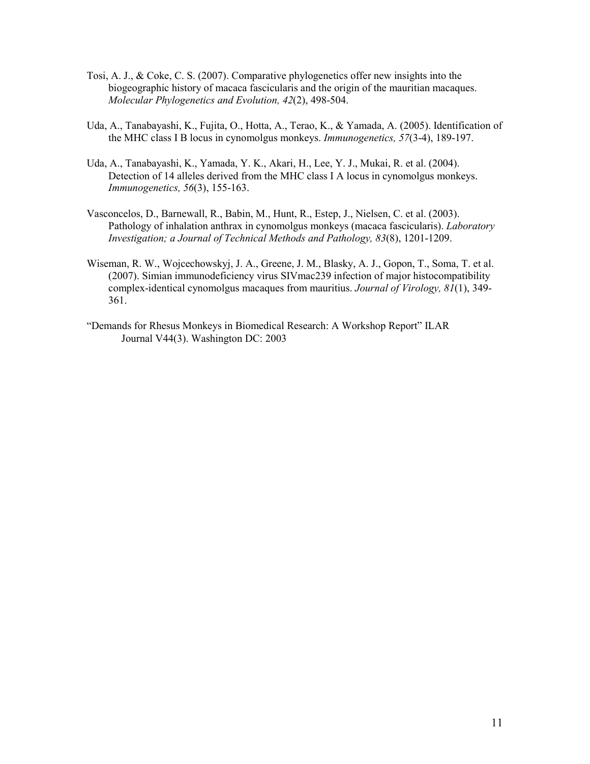Tosi, A. J., & Coke, C. S. (2007). Comparative phylogenetics offer new insights into the biogeographic history of macaca fascicularis and the origin of the mauritian macaques. *Molecular Phylogenetics and Evolution, 42*(2), 498-504.

Uda, A., Tanabayashi, K., Fujita, O., Hotta, A., Terao, K., & Yamada, A. (2005). Identification of the MHC class I B locus in cynomolgus monkeys. *Immunogenetics, 57*(3-4), 189-197.

Uda, A., Tanabayashi, K., Yamada, Y. K., Akari, H., Lee, Y. J., Mukai, R. et al. (2004). Detection of 14 alleles derived from the MHC class I A locus in cynomolgus monkeys. *Immunogenetics, 56*(3), 155-163.

Vasconcelos, D., Barnewall, R., Babin, M., Hunt, R., Estep, J., Nielsen, C. et al. (2003). Pathology of inhalation anthrax in cynomolgus monkeys (macaca fascicularis). *Laboratory Investigation; a Journal of Technical Methods and Pathology, 83*(8), 1201-1209.

Wiseman, R. W., Wojcechowskyj, J. A., Greene, J. M., Blasky, A. J., Gopon, T., Soma, T. et al. (2007). Simian immunodeficiency virus SIVmac239 infection of major histocompatibility complex-identical cynomolgus macaques from mauritius. *Journal of Virology, 81*(1), 349-361.

"Demands for Rhesus Monkeys in Biomedical Research: A Workshop Report" ILAR Journal V44(3). Washington DC: 2003